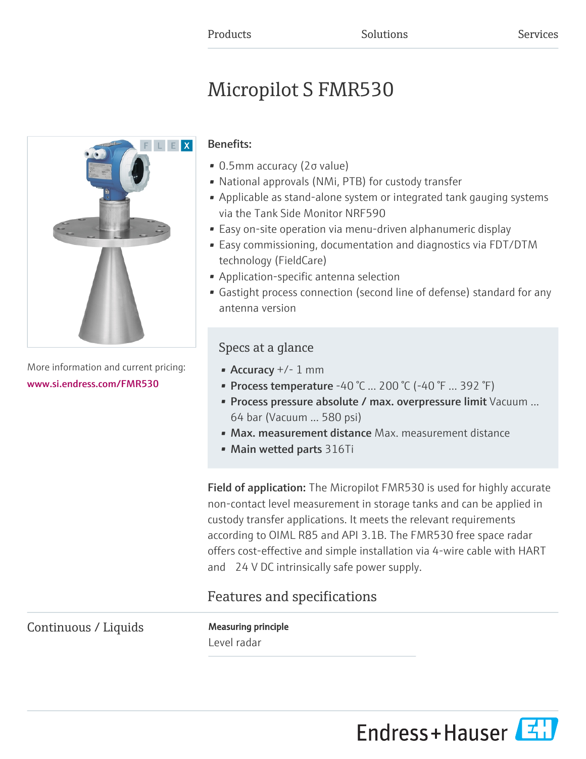Products Solutions Services

# Micropilot S FMR530

More information and current pricing:
www.si.endress.com/FMR530

**Benefits:**

- 0.5mm accuracy (2σ value)
- National approvals (NMi, PTB) for custody transfer
- Applicable as stand-alone system or integrated tank gauging systems via the Tank Side Monitor NRF590
- Easy on-site operation via menu-driven alphanumeric display
- Easy commissioning, documentation and diagnostics via FDT/DTM technology (FieldCare)
- Application-specific antenna selection
- Gastight process connection (second line of defense) standard for any antenna version

## Specs at a glance

- **Accuracy** +/- 1 mm
- **Process temperature** -40 °C ... 200 °C (-40 °F ... 392 °F)
- **Process pressure absolute / max. overpressure limit** Vacuum ... 64 bar (Vacuum ... 580 psi)
- **Max. measurement distance** Max. measurement distance
- **Main wetted parts** 316Ti

**Field of application:** The Micropilot FMR530 is used for highly accurate non-contact level measurement in storage tanks and can be applied in custody transfer applications. It meets the relevant requirements according to OIML R85 and API 3.1B. The FMR530 free space radar offers cost-effective and simple installation via 4-wire cable with HART and 24 V DC intrinsically safe power supply.

## Features and specifications

### Continuous / Liquids

**Measuring principle**

Level radar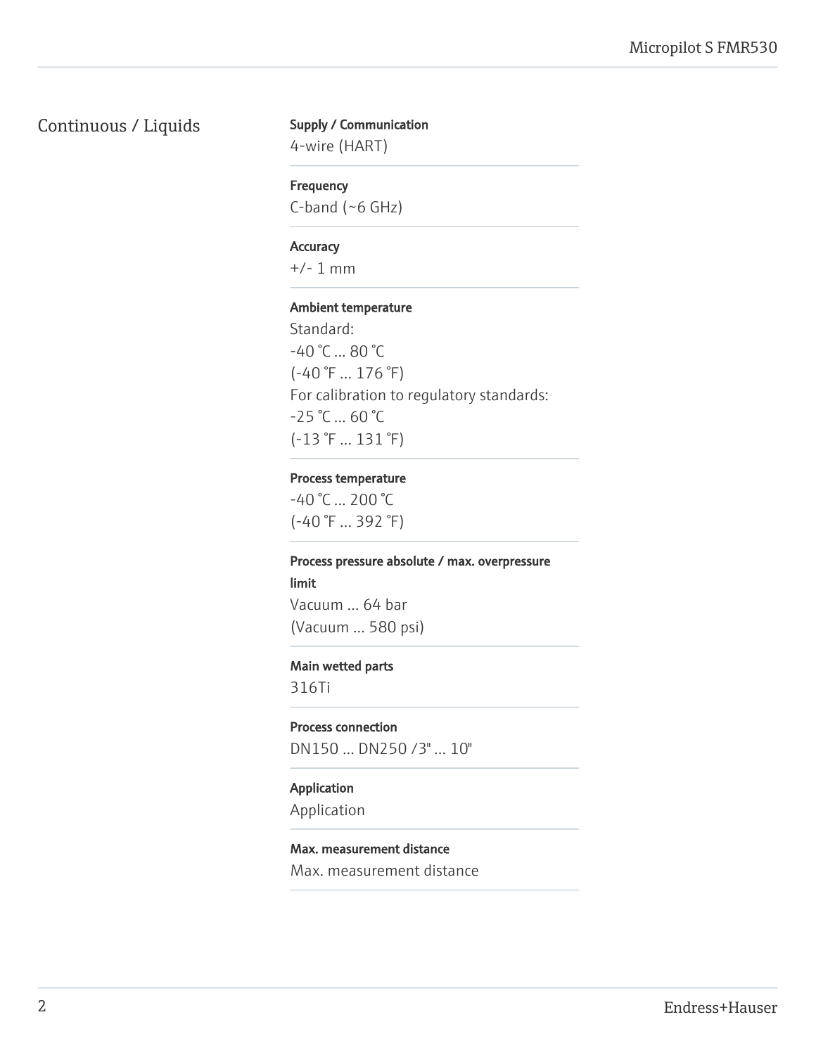## Continuous / Liquids

**Supply / Communication**
4-wire (HART)

**Frequency**
C-band (~6 GHz)

**Accuracy**
+/- 1 mm

**Ambient temperature**
Standard:
-40 °C ... 80 °C
(-40 °F ... 176 °F)
For calibration to regulatory standards:
-25 °C ... 60 °C
(-13 °F ... 131 °F)

**Process temperature**
-40 °C ... 200 °C
(-40 °F ... 392 °F)

**Process pressure absolute / max. overpressure limit**
Vacuum ... 64 bar
(Vacuum ... 580 psi)

**Main wetted parts**
316Ti

**Process connection**
DN150 ... DN250 /3" ... 10"

**Application**
Application

**Max. measurement distance**
Max. measurement distance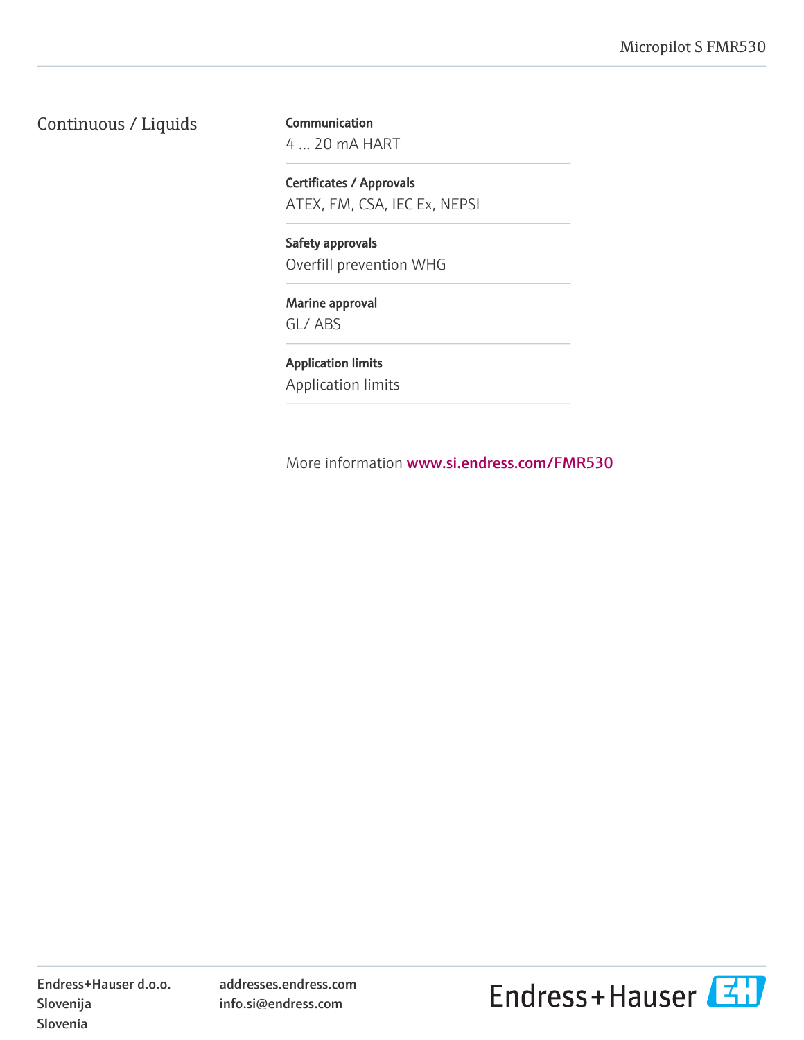## Continuous / Liquids

**Communication**
4 ... 20 mA HART

**Certificates / Approvals**
ATEX, FM, CSA, IEC Ex, NEPSI

**Safety approvals**
Overfill prevention WHG

**Marine approval**
GL/ ABS

**Application limits**
Application limits

More information **www.si.endress.com/FMR530**

Endress+Hauser d.o.o.
Slovenija
Slovenia

addresses.endress.com
info.si@endress.com